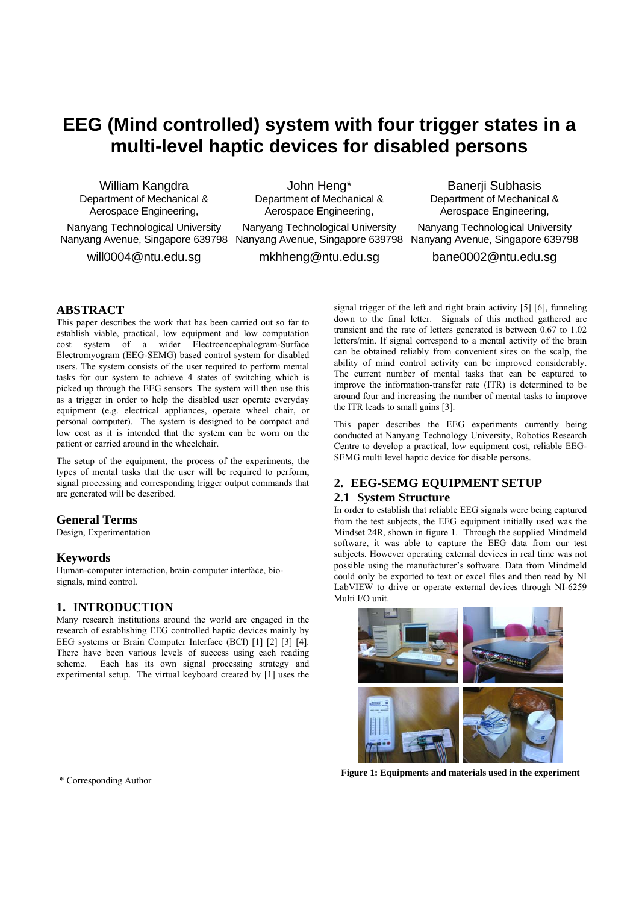# EEG (Mind controlled) system with four trigger states in a multi-level haptic devices for disabled persons

William Kangdra
Department of Mechanical & Aerospace Engineering,
Nanyang Technological University
Nanyang Avenue, Singapore 639798
will0004@ntu.edu.sg

John Heng*
Department of Mechanical & Aerospace Engineering,
Nanyang Technological University
Nanyang Avenue, Singapore 639798
mkhheng@ntu.edu.sg

Banerji Subhasis
Department of Mechanical & Aerospace Engineering,
Nanyang Technological University
Nanyang Avenue, Singapore 639798
bane0002@ntu.edu.sg

## ABSTRACT

This paper describes the work that has been carried out so far to establish viable, practical, low equipment and low computation cost system of a wider Electroencephalogram-Surface Electromyogram (EEG-SEMG) based control system for disabled users. The system consists of the user required to perform mental tasks for our system to achieve 4 states of switching which is picked up through the EEG sensors. The system will then use this as a trigger in order to help the disabled user operate everyday equipment (e.g. electrical appliances, operate wheel chair, or personal computer). The system is designed to be compact and low cost as it is intended that the system can be worn on the patient or carried around in the wheelchair.

The setup of the equipment, the process of the experiments, the types of mental tasks that the user will be required to perform, signal processing and corresponding trigger output commands that are generated will be described.

## General Terms

Design, Experimentation

## Keywords

Human-computer interaction, brain-computer interface, bio-signals, mind control.

## 1. INTRODUCTION

Many research institutions around the world are engaged in the research of establishing EEG controlled haptic devices mainly by EEG systems or Brain Computer Interface (BCI) [1] [2] [3] [4]. There have been various levels of success using each reading scheme. Each has its own signal processing strategy and experimental setup. The virtual keyboard created by [1] uses the signal trigger of the left and right brain activity [5] [6], funneling down to the final letter. Signals of this method gathered are transient and the rate of letters generated is between 0.67 to 1.02 letters/min. If signal correspond to a mental activity of the brain can be obtained reliably from convenient sites on the scalp, the ability of mind control activity can be improved considerably. The current number of mental tasks that can be captured to improve the information-transfer rate (ITR) is determined to be around four and increasing the number of mental tasks to improve the ITR leads to small gains [3].

This paper describes the EEG experiments currently being conducted at Nanyang Technology University, Robotics Research Centre to develop a practical, low equipment cost, reliable EEG-SEMG multi level haptic device for disable persons.

## 2. EEG-SEMG EQUIPMENT SETUP

### 2.1 System Structure

In order to establish that reliable EEG signals were being captured from the test subjects, the EEG equipment initially used was the Mindset 24R, shown in figure 1. Through the supplied Mindmeld software, it was able to capture the EEG data from our test subjects. However operating external devices in real time was not possible using the manufacturer's software. Data from Mindmeld could only be exported to text or excel files and then read by NI LabVIEW to drive or operate external devices through NI-6259 Multi I/O unit.

**Figure 1: Equipments and materials used in the experiment**

\* Corresponding Author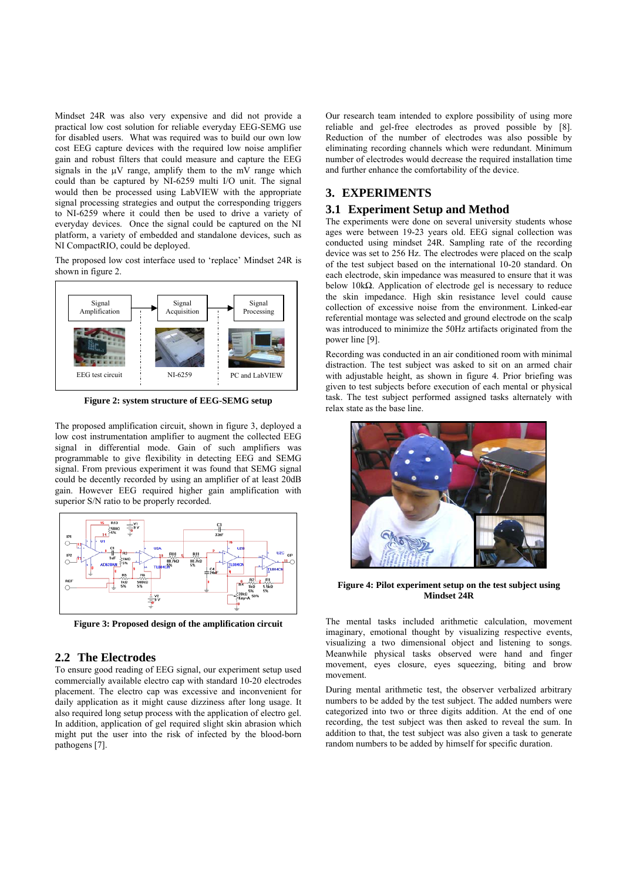Mindset 24R was also very expensive and did not provide a practical low cost solution for reliable everyday EEG-SEMG use for disabled users. What was required was to build our own low cost EEG capture devices with the required low noise amplifier gain and robust filters that could measure and capture the EEG signals in the μV range, amplify them to the mV range which could than be captured by NI-6259 multi I/O unit. The signal would then be processed using LabVIEW with the appropriate signal processing strategies and output the corresponding triggers to NI-6259 where it could then be used to drive a variety of everyday devices. Once the signal could be captured on the NI platform, a variety of embedded and standalone devices, such as NI CompactRIO, could be deployed.

The proposed low cost interface used to 'replace' Mindset 24R is shown in figure 2.

**Figure 2: system structure of EEG-SEMG setup**

The proposed amplification circuit, shown in figure 3, deployed a low cost instrumentation amplifier to augment the collected EEG signal in differential mode. Gain of such amplifiers was programmable to give flexibility in detecting EEG and SEMG signal. From previous experiment it was found that SEMG signal could be decently recorded by using an amplifier of at least 20dB gain. However EEG required higher gain amplification with superior S/N ratio to be properly recorded.

**Figure 3: Proposed design of the amplification circuit**

## 2.2 The Electrodes

To ensure good reading of EEG signal, our experiment setup used commercially available electro cap with standard 10-20 electrodes placement. The electro cap was excessive and inconvenient for daily application as it might cause dizziness after long usage. It also required long setup process with the application of electro gel. In addition, application of gel required slight skin abrasion which might put the user into the risk of infected by the blood-born pathogens [7].

Our research team intended to explore possibility of using more reliable and gel-free electrodes as proved possible by [8]. Reduction of the number of electrodes was also possible by eliminating recording channels which were redundant. Minimum number of electrodes would decrease the required installation time and further enhance the comfortability of the device.

# 3. EXPERIMENTS

## 3.1 Experiment Setup and Method

The experiments were done on several university students whose ages were between 19-23 years old. EEG signal collection was conducted using mindset 24R. Sampling rate of the recording device was set to 256 Hz. The electrodes were placed on the scalp of the test subject based on the international 10-20 standard. On each electrode, skin impedance was measured to ensure that it was below 10kΩ. Application of electrode gel is necessary to reduce the skin impedance. High skin resistance level could cause collection of excessive noise from the environment. Linked-ear referential montage was selected and ground electrode on the scalp was introduced to minimize the 50Hz artifacts originated from the power line [9].

Recording was conducted in an air conditioned room with minimal distraction. The test subject was asked to sit on an armed chair with adjustable height, as shown in figure 4. Prior briefing was given to test subjects before execution of each mental or physical task. The test subject performed assigned tasks alternately with relax state as the base line.

**Figure 4: Pilot experiment setup on the test subject using Mindset 24R**

The mental tasks included arithmetic calculation, movement imaginary, emotional thought by visualizing respective events, visualizing a two dimensional object and listening to songs. Meanwhile physical tasks observed were hand and finger movement, eyes closure, eyes squeezing, biting and brow movement.

During mental arithmetic test, the observer verbalized arbitrary numbers to be added by the test subject. The added numbers were categorized into two or three digits addition. At the end of one recording, the test subject was then asked to reveal the sum. In addition to that, the test subject was also given a task to generate random numbers to be added by himself for specific duration.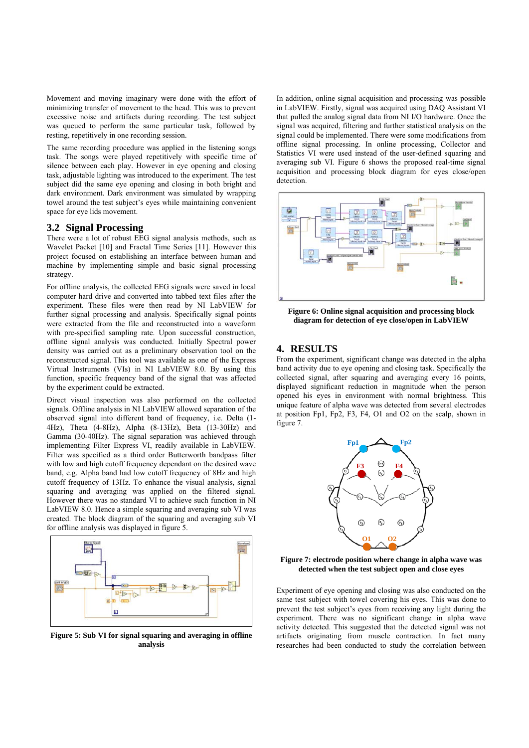Movement and moving imaginary were done with the effort of minimizing transfer of movement to the head. This was to prevent excessive noise and artifacts during recording. The test subject was queued to perform the same particular task, followed by resting, repetitively in one recording session.

The same recording procedure was applied in the listening songs task. The songs were played repetitively with specific time of silence between each play. However in eye opening and closing task, adjustable lighting was introduced to the experiment. The test subject did the same eye opening and closing in both bright and dark environment. Dark environment was simulated by wrapping towel around the test subject's eyes while maintaining convenient space for eye lids movement.

## 3.2 Signal Processing

There were a lot of robust EEG signal analysis methods, such as Wavelet Packet [10] and Fractal Time Series [11]. However this project focused on establishing an interface between human and machine by implementing simple and basic signal processing strategy.

For offline analysis, the collected EEG signals were saved in local computer hard drive and converted into tabbed text files after the experiment. These files were then read by NI LabVIEW for further signal processing and analysis. Specifically signal points were extracted from the file and reconstructed into a waveform with pre-specified sampling rate. Upon successful construction, offline signal analysis was conducted. Initially Spectral power density was carried out as a preliminary observation tool on the reconstructed signal. This tool was available as one of the Express Virtual Instruments (VIs) in NI LabVIEW 8.0. By using this function, specific frequency band of the signal that was affected by the experiment could be extracted.

Direct visual inspection was also performed on the collected signals. Offline analysis in NI LabVIEW allowed separation of the observed signal into different band of frequency, i.e. Delta (1-4Hz), Theta (4-8Hz), Alpha (8-13Hz), Beta (13-30Hz) and Gamma (30-40Hz). The signal separation was achieved through implementing Filter Express VI, readily available in LabVIEW. Filter was specified as a third order Butterworth bandpass filter with low and high cutoff frequency dependant on the desired wave band, e.g. Alpha band had low cutoff frequency of 8Hz and high cutoff frequency of 13Hz. To enhance the visual analysis, signal squaring and averaging was applied on the filtered signal. However there was no standard VI to achieve such function in NI LabVIEW 8.0. Hence a simple squaring and averaging sub VI was created. The block diagram of the squaring and averaging sub VI for offline analysis was displayed in figure 5.

**Figure 5: Sub VI for signal squaring and averaging in offline analysis**

In addition, online signal acquisition and processing was possible in LabVIEW. Firstly, signal was acquired using DAQ Assistant VI that pulled the analog signal data from NI I/O hardware. Once the signal was acquired, filtering and further statistical analysis on the signal could be implemented. There were some modifications from offline signal processing. In online processing, Collector and Statistics VI were used instead of the user-defined squaring and averaging sub VI. Figure 6 shows the proposed real-time signal acquisition and processing block diagram for eyes close/open detection.

**Figure 6: Online signal acquisition and processing block diagram for detection of eye close/open in LabVIEW**

# 4. RESULTS

From the experiment, significant change was detected in the alpha band activity due to eye opening and closing task. Specifically the collected signal, after squaring and averaging every 16 points, displayed significant reduction in magnitude when the person opened his eyes in environment with normal brightness. This unique feature of alpha wave was detected from several electrodes at position Fp1, Fp2, F3, F4, O1 and O2 on the scalp, shown in figure 7.

**Figure 7: electrode position where change in alpha wave was detected when the test subject open and close eyes**

Experiment of eye opening and closing was also conducted on the same test subject with towel covering his eyes. This was done to prevent the test subject's eyes from receiving any light during the experiment. There was no significant change in alpha wave activity detected. This suggested that the detected signal was not artifacts originating from muscle contraction. In fact many researches had been conducted to study the correlation between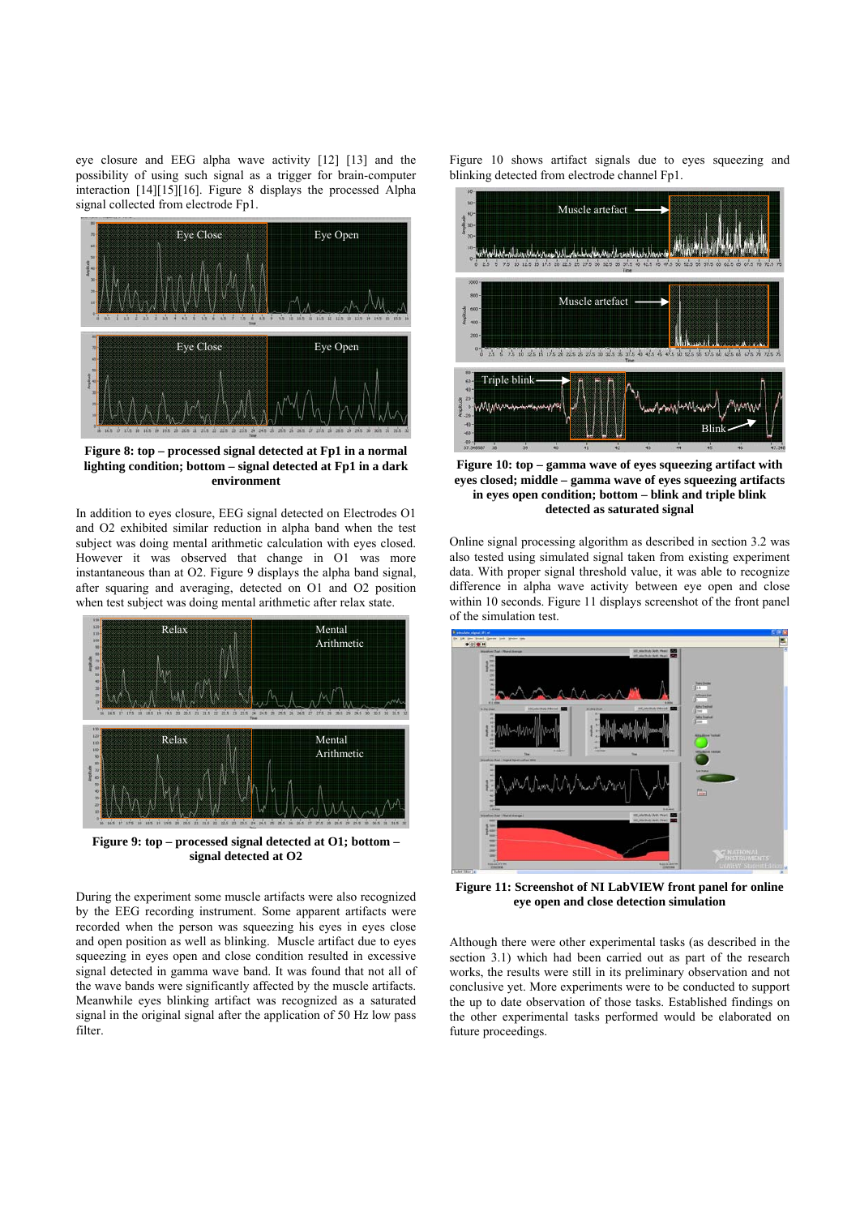eye closure and EEG alpha wave activity [12] [13] and the possibility of using such signal as a trigger for brain-computer interaction [14][15][16]. Figure 8 displays the processed Alpha signal collected from electrode Fp1.

**Figure 8: top – processed signal detected at Fp1 in a normal lighting condition; bottom – signal detected at Fp1 in a dark environment**

In addition to eyes closure, EEG signal detected on Electrodes O1 and O2 exhibited similar reduction in alpha band when the test subject was doing mental arithmetic calculation with eyes closed. However it was observed that change in O1 was more instantaneous than at O2. Figure 9 displays the alpha band signal, after squaring and averaging, detected on O1 and O2 position when test subject was doing mental arithmetic after relax state.

**Figure 9: top – processed signal detected at O1; bottom – signal detected at O2**

During the experiment some muscle artifacts were also recognized by the EEG recording instrument. Some apparent artifacts were recorded when the person was squeezing his eyes in eyes close and open position as well as blinking. Muscle artifact due to eyes squeezing in eyes open and close condition resulted in excessive signal detected in gamma wave band. It was found that not all of the wave bands were significantly affected by the muscle artifacts. Meanwhile eyes blinking artifact was recognized as a saturated signal in the original signal after the application of 50 Hz low pass filter.

Figure 10 shows artifact signals due to eyes squeezing and blinking detected from electrode channel Fp1.

**Figure 10: top – gamma wave of eyes squeezing artifact with eyes closed; middle – gamma wave of eyes squeezing artifacts in eyes open condition; bottom – blink and triple blink detected as saturated signal**

Online signal processing algorithm as described in section 3.2 was also tested using simulated signal taken from existing experiment data. With proper signal threshold value, it was able to recognize difference in alpha wave activity between eye open and close within 10 seconds. Figure 11 displays screenshot of the front panel of the simulation test.

**Figure 11: Screenshot of NI LabVIEW front panel for online eye open and close detection simulation**

Although there were other experimental tasks (as described in the section 3.1) which had been carried out as part of the research works, the results were still in its preliminary observation and not conclusive yet. More experiments were to be conducted to support the up to date observation of those tasks. Established findings on the other experimental tasks performed would be elaborated on future proceedings.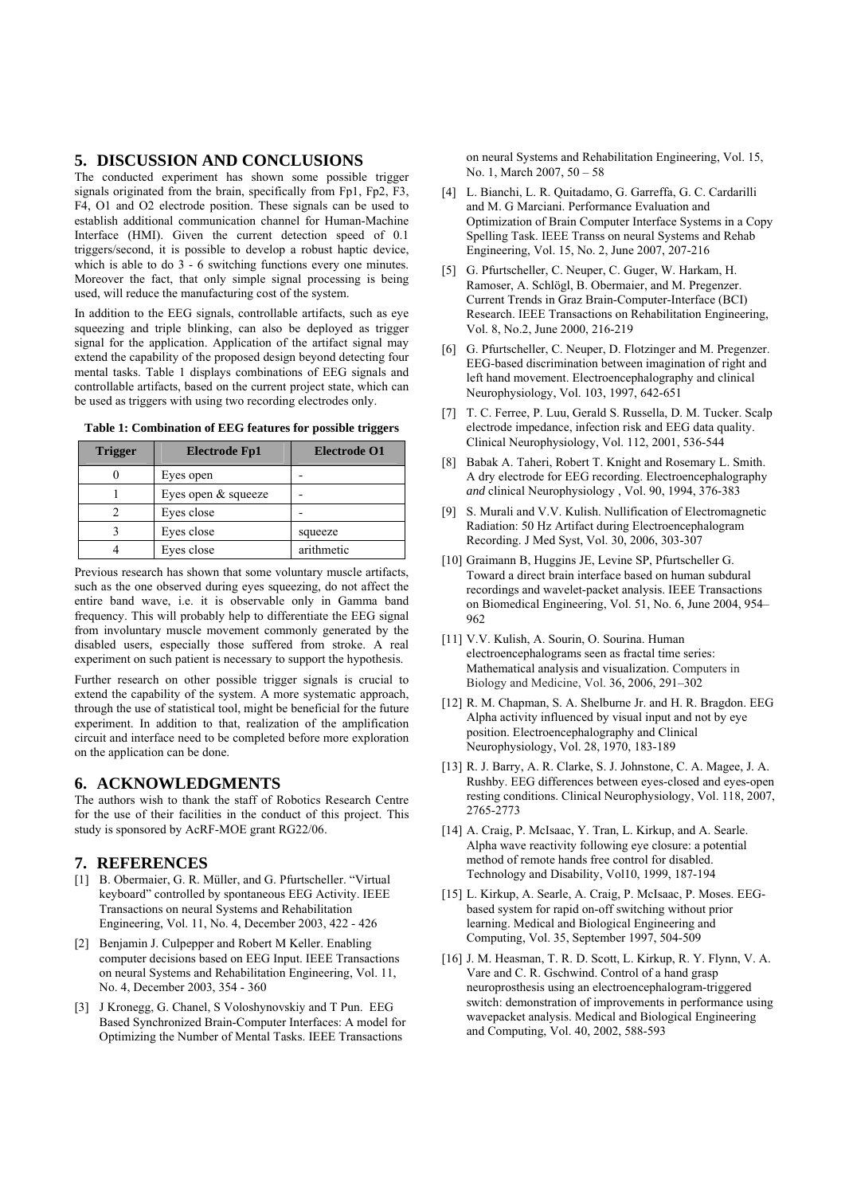## 5. DISCUSSION AND CONCLUSIONS

The conducted experiment has shown some possible trigger signals originated from the brain, specifically from Fp1, Fp2, F3, F4, O1 and O2 electrode position. These signals can be used to establish additional communication channel for Human-Machine Interface (HMI). Given the current detection speed of 0.1 triggers/second, it is possible to develop a robust haptic device, which is able to do 3 - 6 switching functions every one minutes. Moreover the fact, that only simple signal processing is being used, will reduce the manufacturing cost of the system.

In addition to the EEG signals, controllable artifacts, such as eye squeezing and triple blinking, can also be deployed as trigger signal for the application. Application of the artifact signal may extend the capability of the proposed design beyond detecting four mental tasks. Table 1 displays combinations of EEG signals and controllable artifacts, based on the current project state, which can be used as triggers with using two recording electrodes only.

**Table 1: Combination of EEG features for possible triggers**

| Trigger | Electrode Fp1 | Electrode O1 |
| --- | --- | --- |
| 0 | Eyes open | - |
| 1 | Eyes open & squeeze | - |
| 2 | Eyes close | - |
| 3 | Eyes close | squeeze |
| 4 | Eyes close | arithmetic |

Previous research has shown that some voluntary muscle artifacts, such as the one observed during eyes squeezing, do not affect the entire band wave, i.e. it is observable only in Gamma band frequency. This will probably help to differentiate the EEG signal from involuntary muscle movement commonly generated by the disabled users, especially those suffered from stroke. A real experiment on such patient is necessary to support the hypothesis.

Further research on other possible trigger signals is crucial to extend the capability of the system. A more systematic approach, through the use of statistical tool, might be beneficial for the future experiment. In addition to that, realization of the amplification circuit and interface need to be completed before more exploration on the application can be done.

## 6. ACKNOWLEDGMENTS

The authors wish to thank the staff of Robotics Research Centre for the use of their facilities in the conduct of this project. This study is sponsored by AcRF-MOE grant RG22/06.

## 7. REFERENCES

[1] B. Obermaier, G. R. Müller, and G. Pfurtscheller. "Virtual keyboard" controlled by spontaneous EEG Activity. IEEE Transactions on neural Systems and Rehabilitation Engineering, Vol. 11, No. 4, December 2003, 422 - 426

[2] Benjamin J. Culpepper and Robert M Keller. Enabling computer decisions based on EEG Input. IEEE Transactions on neural Systems and Rehabilitation Engineering, Vol. 11, No. 4, December 2003, 354 - 360

[3] J Kronegg, G. Chanel, S Voloshynovskiy and T Pun. EEG Based Synchronized Brain-Computer Interfaces: A model for Optimizing the Number of Mental Tasks. IEEE Transactions on neural Systems and Rehabilitation Engineering, Vol. 15, No. 1, March 2007, 50 – 58

[4] L. Bianchi, L. R. Quitadamo, G. Garreffa, G. C. Cardarilli and M. G Marciani. Performance Evaluation and Optimization of Brain Computer Interface Systems in a Copy Spelling Task. IEEE Transs on neural Systems and Rehab Engineering, Vol. 15, No. 2, June 2007, 207-216

[5] G. Pfurtscheller, C. Neuper, C. Guger, W. Harkam, H. Ramoser, A. Schlögl, B. Obermaier, and M. Pregenzer. Current Trends in Graz Brain-Computer-Interface (BCI) Research. IEEE Transactions on Rehabilitation Engineering, Vol. 8, No.2, June 2000, 216-219

[6] G. Pfurtscheller, C. Neuper, D. Flotzinger and M. Pregenzer. EEG-based discrimination between imagination of right and left hand movement. Electroencephalography and clinical Neurophysiology, Vol. 103, 1997, 642-651

[7] T. C. Ferree, P. Luu, Gerald S. Russella, D. M. Tucker. Scalp electrode impedance, infection risk and EEG data quality. Clinical Neurophysiology, Vol. 112, 2001, 536-544

[8] Babak A. Taheri, Robert T. Knight and Rosemary L. Smith. A dry electrode for EEG recording. Electroencephalography *and* clinical Neurophysiology , Vol. 90, 1994, 376-383

[9] S. Murali and V.V. Kulish. Nullification of Electromagnetic Radiation: 50 Hz Artifact during Electroencephalogram Recording. J Med Syst, Vol. 30, 2006, 303-307

[10] Graimann B, Huggins JE, Levine SP, Pfurtscheller G. Toward a direct brain interface based on human subdural recordings and wavelet-packet analysis. IEEE Transactions on Biomedical Engineering, Vol. 51, No. 6, June 2004, 954–962

[11] V.V. Kulish, A. Sourin, O. Sourina. Human electroencephalograms seen as fractal time series: Mathematical analysis and visualization. Computers in Biology and Medicine, Vol. 36, 2006, 291–302

[12] R. M. Chapman, S. A. Shelburne Jr. and H. R. Bragdon. EEG Alpha activity influenced by visual input and not by eye position. Electroencephalography and Clinical Neurophysiology, Vol. 28, 1970, 183-189

[13] R. J. Barry, A. R. Clarke, S. J. Johnstone, C. A. Magee, J. A. Rushby. EEG differences between eyes-closed and eyes-open resting conditions. Clinical Neurophysiology, Vol. 118, 2007, 2765-2773

[14] A. Craig, P. McIsaac, Y. Tran, L. Kirkup, and A. Searle. Alpha wave reactivity following eye closure: a potential method of remote hands free control for disabled. Technology and Disability, Vol10, 1999, 187-194

[15] L. Kirkup, A. Searle, A. Craig, P. McIsaac, P. Moses. EEG-based system for rapid on-off switching without prior learning. Medical and Biological Engineering and Computing, Vol. 35, September 1997, 504-509

[16] J. M. Heasman, T. R. D. Scott, L. Kirkup, R. Y. Flynn, V. A. Vare and C. R. Gschwind. Control of a hand grasp neuroprosthesis using an electroencephalogram-triggered switch: demonstration of improvements in performance using wavepacket analysis. Medical and Biological Engineering and Computing, Vol. 40, 2002, 588-593